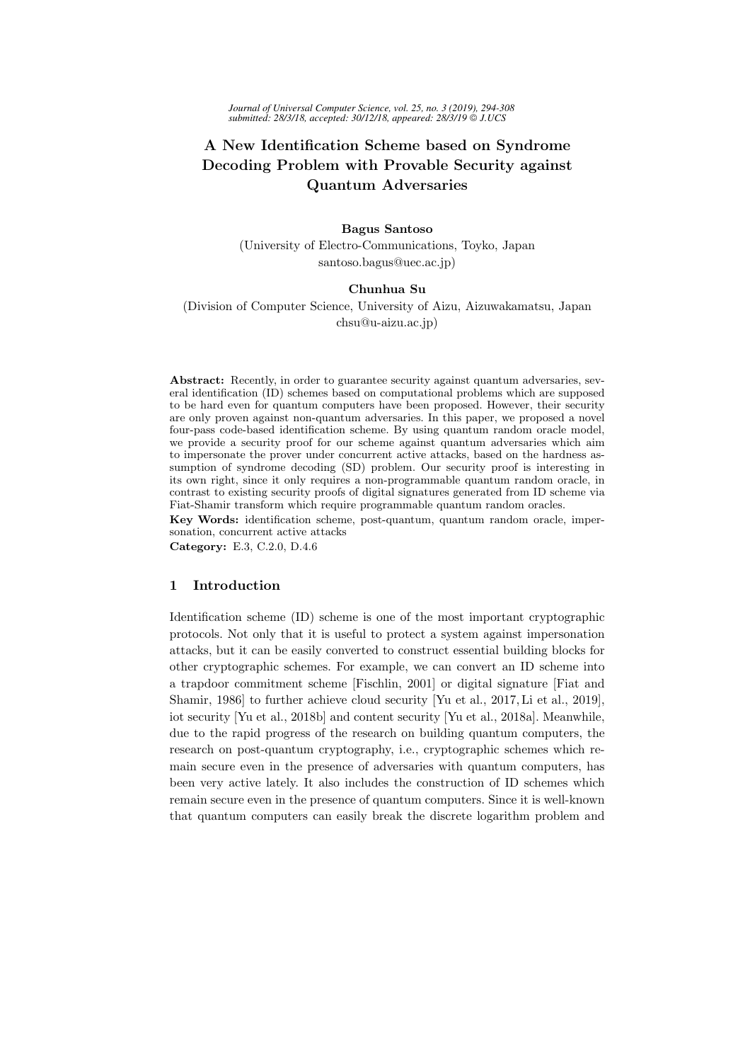# A New Identification Scheme based on Syndrome Decoding Problem with Provable Security against Quantum Adversaries

**Bagus Santoso**

(University of Electro-Communications, Toyko, Japan
santoso.bagus@uec.ac.jp)

**Chunhua Su**

(Division of Computer Science, University of Aizu, Aizuwakamatsu, Japan
chsu@u-aizu.ac.jp)

**Abstract:** Recently, in order to guarantee security against quantum adversaries, several identification (ID) schemes based on computational problems which are supposed to be hard even for quantum computers have been proposed. However, their security are only proven against non-quantum adversaries. In this paper, we proposed a novel four-pass code-based identification scheme. By using quantum random oracle model, we provide a security proof for our scheme against quantum adversaries which aim to impersonate the prover under concurrent active attacks, based on the hardness assumption of syndrome decoding (SD) problem. Our security proof is interesting in its own right, since it only requires a non-programmable quantum random oracle, in contrast to existing security proofs of digital signatures generated from ID scheme via Fiat-Shamir transform which require programmable quantum random oracles.

**Key Words:** identification scheme, post-quantum, quantum random oracle, impersonation, concurrent active attacks

**Category:** E.3, C.2.0, D.4.6

## 1 Introduction

Identification scheme (ID) scheme is one of the most important cryptographic protocols. Not only that it is useful to protect a system against impersonation attacks, but it can be easily converted to construct essential building blocks for other cryptographic schemes. For example, we can convert an ID scheme into a trapdoor commitment scheme [Fischlin, 2001] or digital signature [Fiat and Shamir, 1986] to further achieve cloud security [Yu et al., 2017, Li et al., 2019], iot security [Yu et al., 2018b] and content security [Yu et al., 2018a]. Meanwhile, due to the rapid progress of the research on building quantum computers, the research on post-quantum cryptography, i.e., cryptographic schemes which remain secure even in the presence of adversaries with quantum computers, has been very active lately. It also includes the construction of ID schemes which remain secure even in the presence of quantum computers. Since it is well-known that quantum computers can easily break the discrete logarithm problem and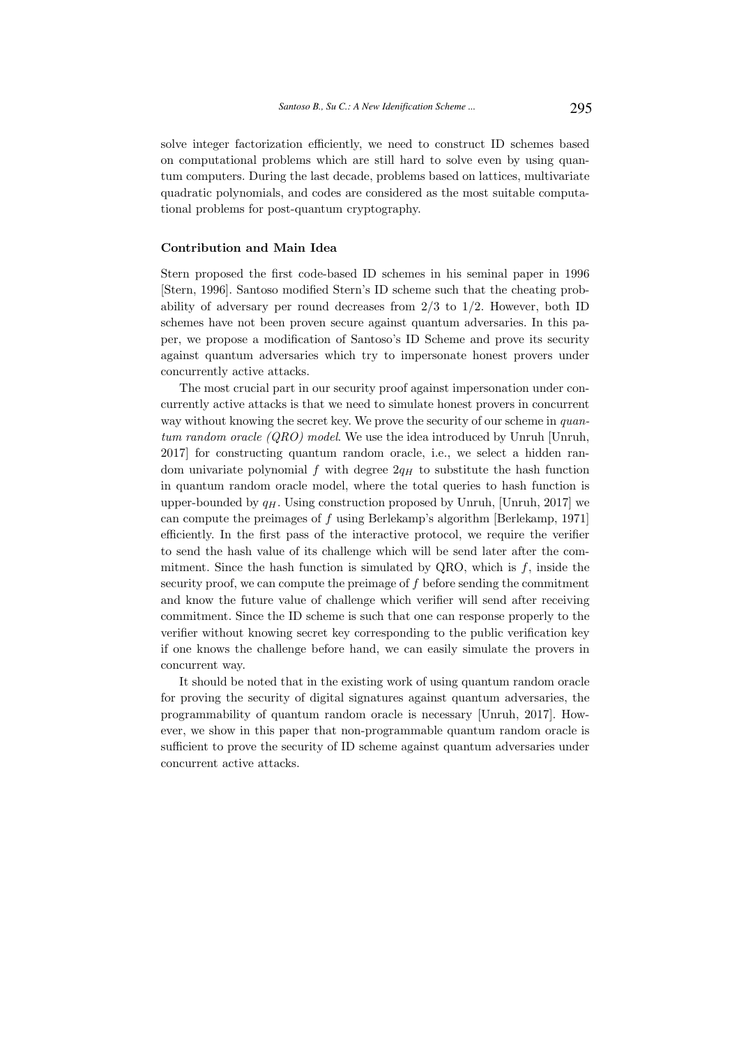solve integer factorization efficiently, we need to construct ID schemes based on computational problems which are still hard to solve even by using quantum computers. During the last decade, problems based on lattices, multivariate quadratic polynomials, and codes are considered as the most suitable computational problems for post-quantum cryptography.

### Contribution and Main Idea

Stern proposed the first code-based ID schemes in his seminal paper in 1996 [Stern, 1996]. Santoso modified Stern's ID scheme such that the cheating probability of adversary per round decreases from $2/3$ to $1/2$. However, both ID schemes have not been proven secure against quantum adversaries. In this paper, we propose a modification of Santoso's ID Scheme and prove its security against quantum adversaries which try to impersonate honest provers under concurrently active attacks.

The most crucial part in our security proof against impersonation under concurrently active attacks is that we need to simulate honest provers in concurrent way without knowing the secret key. We prove the security of our scheme in *quantum random oracle (QRO) model*. We use the idea introduced by Unruh [Unruh, 2017] for constructing quantum random oracle, i.e., we select a hidden random univariate polynomial $f$ with degree $2q_H$ to substitute the hash function in quantum random oracle model, where the total queries to hash function is upper-bounded by $q_H$. Using construction proposed by Unruh, [Unruh, 2017] we can compute the preimages of $f$ using Berlekamp's algorithm [Berlekamp, 1971] efficiently. In the first pass of the interactive protocol, we require the verifier to send the hash value of its challenge which will be send later after the commitment. Since the hash function is simulated by QRO, which is $f$, inside the security proof, we can compute the preimage of $f$ before sending the commitment and know the future value of challenge which verifier will send after receiving commitment. Since the ID scheme is such that one can response properly to the verifier without knowing secret key corresponding to the public verification key if one knows the challenge before hand, we can easily simulate the provers in concurrent way.

It should be noted that in the existing work of using quantum random oracle for proving the security of digital signatures against quantum adversaries, the programmability of quantum random oracle is necessary [Unruh, 2017]. However, we show in this paper that non-programmable quantum random oracle is sufficient to prove the security of ID scheme against quantum adversaries under concurrent active attacks.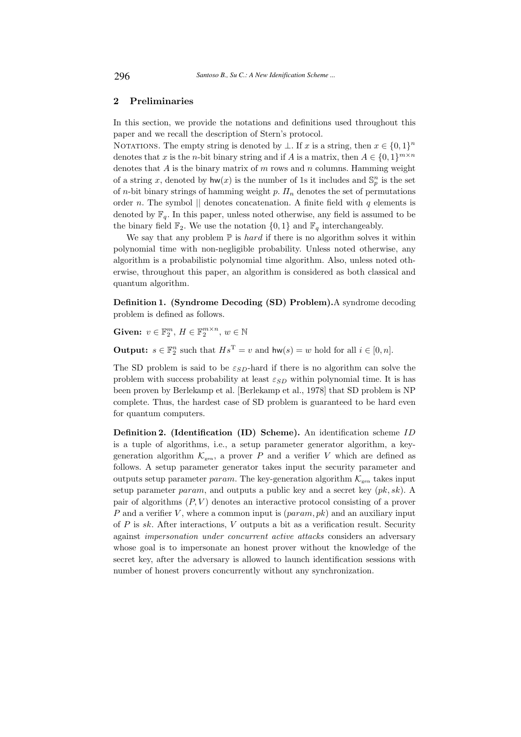## 2 Preliminaries

In this section, we provide the notations and definitions used throughout this paper and we recall the description of Stern's protocol.

NOTATIONS. The empty string is denoted by $\perp$. If $x$ is a string, then $x \in \{0,1\}^n$ denotes that $x$ is the $n$-bit binary string and if $A$ is a matrix, then $A \in \{0,1\}^{m \times n}$ denotes that $A$ is the binary matrix of $m$ rows and $n$ columns. Hamming weight of a string $x$, denoted by $\mathsf{hw}(x)$ is the number of 1s it includes and $\mathbb{S}_p^n$ is the set of $n$-bit binary strings of hamming weight $p$. $\Pi_n$ denotes the set of permutations order $n$. The symbol $||$ denotes concatenation. A finite field with $q$ elements is denoted by $\mathbb{F}_q$. In this paper, unless noted otherwise, any field is assumed to be the binary field $\mathbb{F}_2$. We use the notation $\{0,1\}$ and $\mathbb{F}_q$ interchangeably.

We say that any problem $\mathbb{P}$ is *hard* if there is no algorithm solves it within polynomial time with non-negligible probability. Unless noted otherwise, any algorithm is a probabilistic polynomial time algorithm. Also, unless noted otherwise, throughout this paper, an algorithm is considered as both classical and quantum algorithm.

**Definition 1. (Syndrome Decoding (SD) Problem).** A syndrome decoding problem is defined as follows.

**Given:** $v \in \mathbb{F}_2^m$, $H \in \mathbb{F}_2^{m \times n}$, $w \in \mathbb{N}$

**Output:** $s \in \mathbb{F}_2^n$ such that $Hs^{\mathrm{T}} = v$ and $\mathsf{hw}(s) = w$ hold for all $i \in [0, n]$.

The SD problem is said to be $\varepsilon_{SD}$-hard if there is no algorithm can solve the problem with success probability at least $\varepsilon_{SD}$ within polynomial time. It is has been proven by Berlekamp et al. [Berlekamp et al., 1978] that SD problem is NP complete. Thus, the hardest case of SD problem is guaranteed to be hard even for quantum computers.

**Definition 2. (Identification (ID) Scheme).** An identification scheme $ID$ is a tuple of algorithms, i.e., a setup parameter generator algorithm, a key-generation algorithm $\mathcal{K}_{\text{gen}}$, a prover $P$ and a verifier $V$ which are defined as follows. A setup parameter generator takes input the security parameter and outputs setup parameter $param$. The key-generation algorithm $\mathcal{K}_{\text{gen}}$ takes input setup parameter $param$, and outputs a public key and a secret key $(pk, sk)$. A pair of algorithms $(P, V)$ denotes an interactive protocol consisting of a prover $P$ and a verifier $V$, where a common input is $(param, pk)$ and an auxiliary input of $P$ is $sk$. After interactions, $V$ outputs a bit as a verification result. Security against *impersonation under concurrent active attacks* considers an adversary whose goal is to impersonate an honest prover without the knowledge of the secret key, after the adversary is allowed to launch identification sessions with number of honest provers concurrently without any synchronization.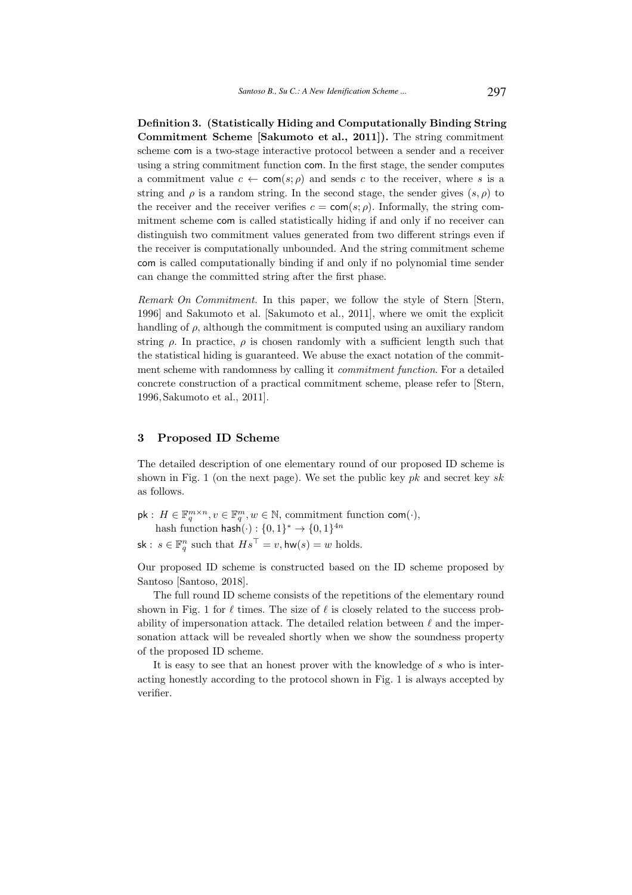**Definition 3. (Statistically Hiding and Computationally Binding String Commitment Scheme [Sakumoto et al., 2011]).** The string commitment scheme $\mathsf{com}$ is a two-stage interactive protocol between a sender and a receiver using a string commitment function $\mathsf{com}$. In the first stage, the sender computes a commitment value $c \leftarrow \mathsf{com}(s; \rho)$ and sends $c$ to the receiver, where $s$ is a string and $\rho$ is a random string. In the second stage, the sender gives $(s, \rho)$ to the receiver and the receiver verifies $c = \mathsf{com}(s; \rho)$. Informally, the string commitment scheme $\mathsf{com}$ is called statistically hiding if and only if no receiver can distinguish two commitment values generated from two different strings even if the receiver is computationally unbounded. And the string commitment scheme $\mathsf{com}$ is called computationally binding if and only if no polynomial time sender can change the committed string after the first phase.

*Remark On Commitment.* In this paper, we follow the style of Stern [Stern, 1996] and Sakumoto et al. [Sakumoto et al., 2011], where we omit the explicit handling of $\rho$, although the commitment is computed using an auxiliary random string $\rho$. In practice, $\rho$ is chosen randomly with a sufficient length such that the statistical hiding is guaranteed. We abuse the exact notation of the commitment scheme with randomness by calling it *commitment function*. For a detailed concrete construction of a practical commitment scheme, please refer to [Stern, 1996, Sakumoto et al., 2011].

## 3 Proposed ID Scheme

The detailed description of one elementary round of our proposed ID scheme is shown in Fig. 1 (on the next page). We set the public key $pk$ and secret key $sk$ as follows.

$\mathsf{pk}:$ $H \in \mathbb{F}_q^{m\times n}, v \in \mathbb{F}_q^m, w \in \mathbb{N}$, commitment function $\mathsf{com}(\cdot)$,
hash function $\mathsf{hash}(\cdot) : \{0,1\}^* \rightarrow \{0,1\}^{4n}$

$\mathsf{sk}:$ $s \in \mathbb{F}_q^n$ such that $Hs^\top = v, \mathsf{hw}(s) = w$ holds.

Our proposed ID scheme is constructed based on the ID scheme proposed by Santoso [Santoso, 2018].

The full round ID scheme consists of the repetitions of the elementary round shown in Fig. 1 for $\ell$ times. The size of $\ell$ is closely related to the success probability of impersonation attack. The detailed relation between $\ell$ and the impersonation attack will be revealed shortly when we show the soundness property of the proposed ID scheme.

It is easy to see that an honest prover with the knowledge of $s$ who is interacting honestly according to the protocol shown in Fig. 1 is always accepted by verifier.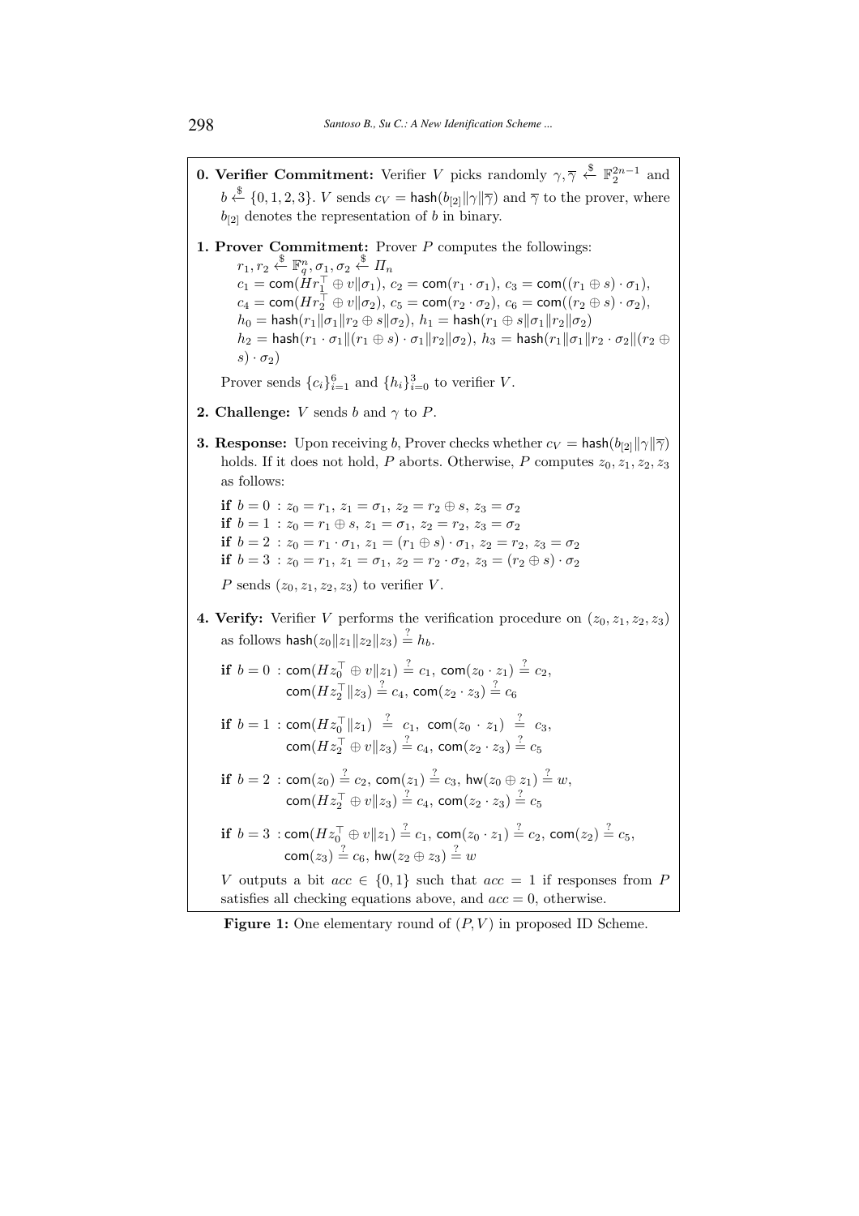**0. Verifier Commitment:** Verifier $V$ picks randomly $\gamma, \overline{\gamma} \xleftarrow{\$} \mathbb{F}_2^{2n-1}$ and $b \xleftarrow{\$} \{0, 1, 2, 3\}$. $V$ sends $c_V = \mathsf{hash}(b_{[2]} \| \gamma \| \overline{\gamma})$ and $\overline{\gamma}$ to the prover, where $b_{[2]}$ denotes the representation of $b$ in binary.

**1. Prover Commitment:** Prover $P$ computes the followings:

$r_1, r_2 \xleftarrow{\$} \mathbb{F}_q^n, \sigma_1, \sigma_2 \xleftarrow{\$} \Pi_n$

$c_1 = \mathsf{com}(Hr_1^\top \oplus v \| \sigma_1)$, $c_2 = \mathsf{com}(r_1 \cdot \sigma_1)$, $c_3 = \mathsf{com}((r_1 \oplus s) \cdot \sigma_1)$,

$c_4 = \mathsf{com}(Hr_2^\top \oplus v \| \sigma_2)$, $c_5 = \mathsf{com}(r_2 \cdot \sigma_2)$, $c_6 = \mathsf{com}((r_2 \oplus s) \cdot \sigma_2)$,

$h_0 = \mathsf{hash}(r_1 \| \sigma_1 \| r_2 \oplus s \| \sigma_2)$, $h_1 = \mathsf{hash}(r_1 \oplus s \| \sigma_1 \| r_2 \| \sigma_2)$

$h_2 = \mathsf{hash}(r_1 \cdot \sigma_1 \| (r_1 \oplus s) \cdot \sigma_1 \| r_2 \| \sigma_2)$, $h_3 = \mathsf{hash}(r_1 \| \sigma_1 \| r_2 \cdot \sigma_2 \| (r_2 \oplus s) \cdot \sigma_2)$

Prover sends $\{c_i\}_{i=1}^6$ and $\{h_i\}_{i=0}^3$ to verifier $V$.

**2. Challenge:** $V$ sends $b$ and $\gamma$ to $P$.

**3. Response:** Upon receiving $b$, Prover checks whether $c_V = \mathsf{hash}(b_{[2]} \| \gamma \| \overline{\gamma})$ holds. If it does not hold, $P$ aborts. Otherwise, $P$ computes $z_0, z_1, z_2, z_3$ as follows:

**if** $b = 0$ : $z_0 = r_1$, $z_1 = \sigma_1$, $z_2 = r_2 \oplus s$, $z_3 = \sigma_2$

**if** $b = 1$ : $z_0 = r_1 \oplus s$, $z_1 = \sigma_1$, $z_2 = r_2$, $z_3 = \sigma_2$

**if** $b = 2$ : $z_0 = r_1 \cdot \sigma_1$, $z_1 = (r_1 \oplus s) \cdot \sigma_1$, $z_2 = r_2$, $z_3 = \sigma_2$

**if** $b = 3$ : $z_0 = r_1$, $z_1 = \sigma_1$, $z_2 = r_2 \cdot \sigma_2$, $z_3 = (r_2 \oplus s) \cdot \sigma_2$

$P$ sends $(z_0, z_1, z_2, z_3)$ to verifier $V$.

**4. Verify:** Verifier $V$ performs the verification procedure on $(z_0, z_1, z_2, z_3)$ as follows $\mathsf{hash}(z_0 \| z_1 \| z_2 \| z_3) \stackrel{?}{=} h_b$.

**if** $b = 0$ : $\mathsf{com}(Hz_0^\top \oplus v \| z_1) \stackrel{?}{=} c_1$, $\mathsf{com}(z_0 \cdot z_1) \stackrel{?}{=} c_2$,
$\mathsf{com}(Hz_2^\top \| z_3) \stackrel{?}{=} c_4$, $\mathsf{com}(z_2 \cdot z_3) \stackrel{?}{=} c_6$

**if** $b = 1$ : $\mathsf{com}(Hz_0^\top \| z_1) \stackrel{?}{=} c_1$, $\mathsf{com}(z_0 \cdot z_1) \stackrel{?}{=} c_3$,
$\mathsf{com}(Hz_2^\top \oplus v \| z_3) \stackrel{?}{=} c_4$, $\mathsf{com}(z_2 \cdot z_3) \stackrel{?}{=} c_5$

**if** $b = 2$ : $\mathsf{com}(z_0) \stackrel{?}{=} c_2$, $\mathsf{com}(z_1) \stackrel{?}{=} c_3$, $\mathsf{hw}(z_0 \oplus z_1) \stackrel{?}{=} w$,
$\mathsf{com}(Hz_2^\top \oplus v \| z_3) \stackrel{?}{=} c_4$, $\mathsf{com}(z_2 \cdot z_3) \stackrel{?}{=} c_5$

**if** $b = 3$ : $\mathsf{com}(Hz_0^\top \oplus v \| z_1) \stackrel{?}{=} c_1$, $\mathsf{com}(z_0 \cdot z_1) \stackrel{?}{=} c_2$, $\mathsf{com}(z_2) \stackrel{?}{=} c_5$,
$\mathsf{com}(z_3) \stackrel{?}{=} c_6$, $\mathsf{hw}(z_2 \oplus z_3) \stackrel{?}{=} w$

$V$ outputs a bit $acc \in \{0, 1\}$ such that $acc = 1$ if responses from $P$ satisfies all checking equations above, and $acc = 0$, otherwise.

**Figure 1:** One elementary round of $(P, V)$ in proposed ID Scheme.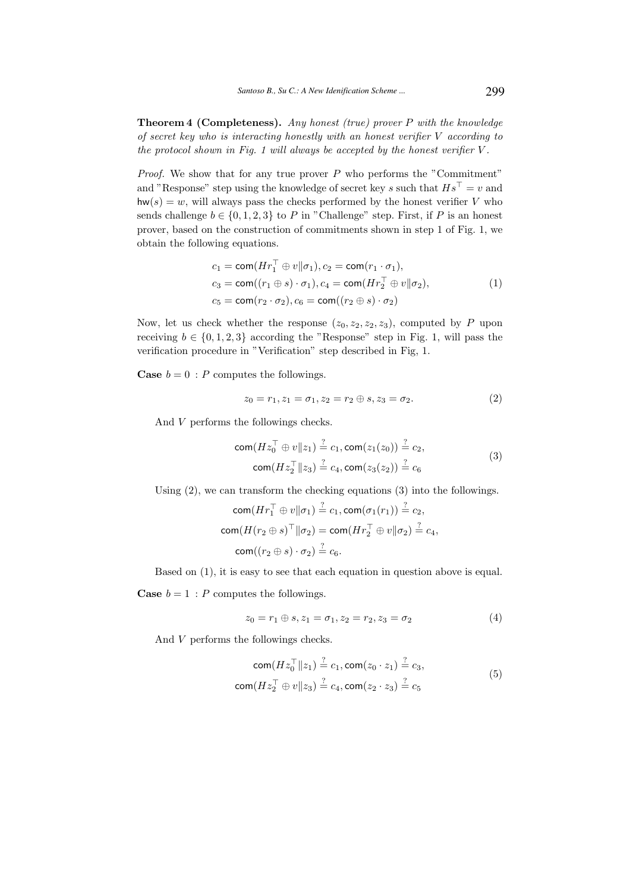**Theorem 4 (Completeness).** *Any honest (true) prover $P$ with the knowledge of secret key who is interacting honestly with an honest verifier $V$ according to the protocol shown in Fig. 1 will always be accepted by the honest verifier $V$.*

*Proof.* We show that for any true prover $P$ who performs the "Commitment" and "Response" step using the knowledge of secret key $s$ such that $Hs^\top = v$ and $\mathsf{hw}(s) = w$, will always pass the checks performed by the honest verifier $V$ who sends challenge $b \in \{0, 1, 2, 3\}$ to $P$ in "Challenge" step. First, if $P$ is an honest prover, based on the construction of commitments shown in step 1 of Fig. 1, we obtain the following equations.

$$
\begin{aligned}
&c_1 = \mathsf{com}(Hr_1^\top \oplus v \| \sigma_1), c_2 = \mathsf{com}(r_1 \cdot \sigma_1), \\
&c_3 = \mathsf{com}((r_1 \oplus s) \cdot \sigma_1), c_4 = \mathsf{com}(Hr_2^\top \oplus v \| \sigma_2), \\
&c_5 = \mathsf{com}(r_2 \cdot \sigma_2), c_6 = \mathsf{com}((r_2 \oplus s) \cdot \sigma_2)
\end{aligned}
\tag{1}
$$

Now, let us check whether the response $(z_0, z_2, z_2, z_3)$, computed by $P$ upon receiving $b \in \{0, 1, 2, 3\}$ according the "Response" step in Fig. 1, will pass the verification procedure in "Verification" step described in Fig, 1.

**Case** $b = 0$ : $P$ computes the followings.

$$
z_0 = r_1, z_1 = \sigma_1, z_2 = r_2 \oplus s, z_3 = \sigma_2. \tag{2}
$$

And $V$ performs the followings checks.

$$
\begin{aligned}
\mathsf{com}(Hz_0^\top \oplus v \| z_1) \stackrel{?}{=} c_1, \mathsf{com}(z_1(z_0)) \stackrel{?}{=} c_2, \\
\mathsf{com}(Hz_2^\top \| z_3) \stackrel{?}{=} c_4, \mathsf{com}(z_3(z_2)) \stackrel{?}{=} c_6
\end{aligned}
\tag{3}
$$

Using (2), we can transform the checking equations (3) into the followings.

$$
\begin{aligned}
&\mathsf{com}(Hr_1^\top \oplus v \| \sigma_1) \stackrel{?}{=} c_1, \mathsf{com}(\sigma_1(r_1)) \stackrel{?}{=} c_2, \\
&\mathsf{com}(H(r_2 \oplus s)^\top \| \sigma_2) = \mathsf{com}(Hr_2^\top \oplus v \| \sigma_2) \stackrel{?}{=} c_4, \\
&\mathsf{com}((r_2 \oplus s) \cdot \sigma_2) \stackrel{?}{=} c_6.
\end{aligned}
$$

Based on (1), it is easy to see that each equation in question above is equal.

**Case** $b = 1$ : $P$ computes the followings.

$$
z_0 = r_1 \oplus s, z_1 = \sigma_1, z_2 = r_2, z_3 = \sigma_2 \tag{4}
$$

And $V$ performs the followings checks.

$$
\begin{aligned}
\mathsf{com}(Hz_0^\top \| z_1) \stackrel{?}{=} c_1, \mathsf{com}(z_0 \cdot z_1) \stackrel{?}{=} c_3, \\
\mathsf{com}(Hz_2^\top \oplus v \| z_3) \stackrel{?}{=} c_4, \mathsf{com}(z_2 \cdot z_3) \stackrel{?}{=} c_5
\end{aligned}
\tag{5}
$$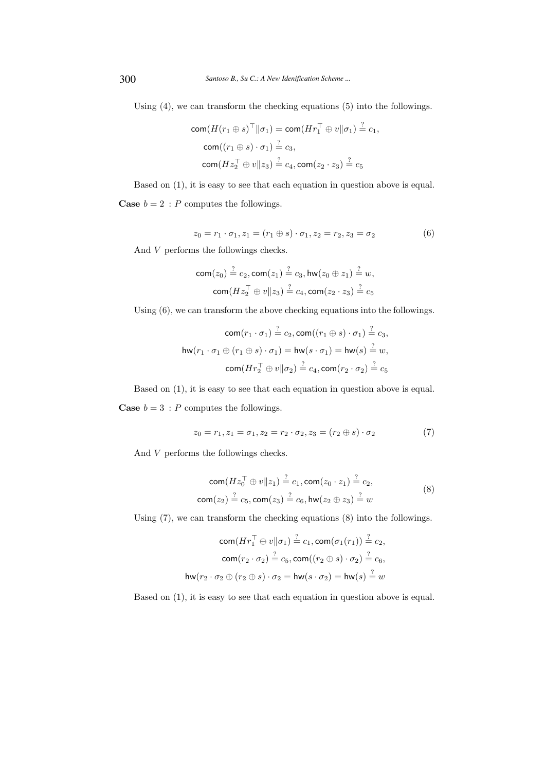Using (4), we can transform the checking equations (5) into the followings.

$$\mathsf{com}(H(r_1 \oplus s)^\top \| \sigma_1) = \mathsf{com}(Hr_1^\top \oplus v \| \sigma_1) \stackrel{?}{=} c_1,$$
$$\mathsf{com}((r_1 \oplus s) \cdot \sigma_1) \stackrel{?}{=} c_3,$$
$$\mathsf{com}(Hz_2^\top \oplus v \| z_3) \stackrel{?}{=} c_4, \mathsf{com}(z_2 \cdot z_3) \stackrel{?}{=} c_5$$

Based on (1), it is easy to see that each equation in question above is equal.

**Case** $b = 2$ : $P$ computes the followings.

$$z_0 = r_1 \cdot \sigma_1, z_1 = (r_1 \oplus s) \cdot \sigma_1, z_2 = r_2, z_3 = \sigma_2 \tag{6}$$

And $V$ performs the followings checks.

$$\mathsf{com}(z_0) \stackrel{?}{=} c_2, \mathsf{com}(z_1) \stackrel{?}{=} c_3, \mathsf{hw}(z_0 \oplus z_1) \stackrel{?}{=} w,$$
$$\mathsf{com}(Hz_2^\top \oplus v \| z_3) \stackrel{?}{=} c_4, \mathsf{com}(z_2 \cdot z_3) \stackrel{?}{=} c_5$$

Using (6), we can transform the above checking equations into the followings.

$$\mathsf{com}(r_1 \cdot \sigma_1) \stackrel{?}{=} c_2, \mathsf{com}((r_1 \oplus s) \cdot \sigma_1) \stackrel{?}{=} c_3,$$
$$\mathsf{hw}(r_1 \cdot \sigma_1 \oplus (r_1 \oplus s) \cdot \sigma_1) = \mathsf{hw}(s \cdot \sigma_1) = \mathsf{hw}(s) \stackrel{?}{=} w,$$
$$\mathsf{com}(Hr_2^\top \oplus v \| \sigma_2) \stackrel{?}{=} c_4, \mathsf{com}(r_2 \cdot \sigma_2) \stackrel{?}{=} c_5$$

Based on (1), it is easy to see that each equation in question above is equal.

**Case** $b = 3$ : $P$ computes the followings.

$$z_0 = r_1, z_1 = \sigma_1, z_2 = r_2 \cdot \sigma_2, z_3 = (r_2 \oplus s) \cdot \sigma_2 \tag{7}$$

And $V$ performs the followings checks.

$$\begin{gathered} \mathsf{com}(Hz_0^\top \oplus v \| z_1) \stackrel{?}{=} c_1, \mathsf{com}(z_0 \cdot z_1) \stackrel{?}{=} c_2, \\ \mathsf{com}(z_2) \stackrel{?}{=} c_5, \mathsf{com}(z_3) \stackrel{?}{=} c_6, \mathsf{hw}(z_2 \oplus z_3) \stackrel{?}{=} w \end{gathered} \tag{8}$$

Using (7), we can transform the checking equations (8) into the followings.

$$\mathsf{com}(Hr_1^\top \oplus v \| \sigma_1) \stackrel{?}{=} c_1, \mathsf{com}(\sigma_1(r_1)) \stackrel{?}{=} c_2,$$
$$\mathsf{com}(r_2 \cdot \sigma_2) \stackrel{?}{=} c_5, \mathsf{com}((r_2 \oplus s) \cdot \sigma_2) \stackrel{?}{=} c_6,$$
$$\mathsf{hw}(r_2 \cdot \sigma_2 \oplus (r_2 \oplus s) \cdot \sigma_2 = \mathsf{hw}(s \cdot \sigma_2) = \mathsf{hw}(s) \stackrel{?}{=} w$$

Based on (1), it is easy to see that each equation in question above is equal.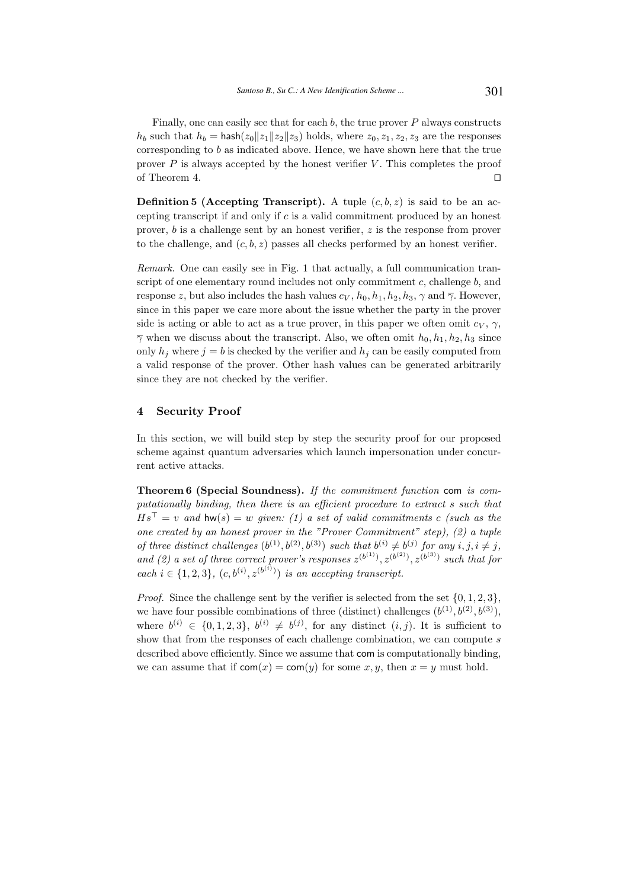Finally, one can easily see that for each $b$, the true prover $P$ always constructs $h_b$ such that $h_b = \mathsf{hash}(z_0\|z_1\|z_2\|z_3)$ holds, where $z_0, z_1, z_2, z_3$ are the responses corresponding to $b$ as indicated above. Hence, we have shown here that the true prover $P$ is always accepted by the honest verifier $V$. This completes the proof of Theorem 4. ⊓⊔

**Definition 5 (Accepting Transcript).** A tuple $(c, b, z)$ is said to be an accepting transcript if and only if $c$ is a valid commitment produced by an honest prover, $b$ is a challenge sent by an honest verifier, $z$ is the response from prover to the challenge, and $(c, b, z)$ passes all checks performed by an honest verifier.

*Remark.* One can easily see in Fig. 1 that actually, a full communication transcript of one elementary round includes not only commitment $c$, challenge $b$, and response $z$, but also includes the hash values $c_V$, $h_0, h_1, h_2, h_3$, $\gamma$ and $\overline{\gamma}$. However, since in this paper we care more about the issue whether the party in the prover side is acting or able to act as a true prover, in this paper we often omit $c_V$, $\gamma$, $\overline{\gamma}$ when we discuss about the transcript. Also, we often omit $h_0, h_1, h_2, h_3$ since only $h_j$ where $j = b$ is checked by the verifier and $h_j$ can be easily computed from a valid response of the prover. Other hash values can be generated arbitrarily since they are not checked by the verifier.

## 4 Security Proof

In this section, we will build step by step the security proof for our proposed scheme against quantum adversaries which launch impersonation under concurrent active attacks.

**Theorem 6 (Special Soundness).** *If the commitment function* $\mathsf{com}$ *is computationally binding, then there is an efficient procedure to extract* $s$ *such that* $Hs^\top = v$ *and* $\mathsf{hw}(s) = w$ *given: (1) a set of valid commitments* $c$ *(such as the one created by an honest prover in the "Prover Commitment" step), (2) a tuple of three distinct challenges* $(b^{(1)}, b^{(2)}, b^{(3)})$ *such that* $b^{(i)} \neq b^{(j)}$ *for any* $i, j, i \neq j$*, and (2) a set of three correct prover's responses* $z^{(b^{(1)})}, z^{(b^{(2)})}, z^{(b^{(3)})}$ *such that for each* $i \in \{1, 2, 3\}$*,* $(c, b^{(i)}, z^{(b^{(i)})})$ *is an accepting transcript.*

*Proof.* Since the challenge sent by the verifier is selected from the set $\{0, 1, 2, 3\}$, we have four possible combinations of three (distinct) challenges $(b^{(1)}, b^{(2)}, b^{(3)})$, where $b^{(i)} \in \{0, 1, 2, 3\}$, $b^{(i)} \neq b^{(j)}$, for any distinct $(i, j)$. It is sufficient to show that from the responses of each challenge combination, we can compute $s$ described above efficiently. Since we assume that $\mathsf{com}$ is computationally binding, we can assume that if $\mathsf{com}(x) = \mathsf{com}(y)$ for some $x, y$, then $x = y$ must hold.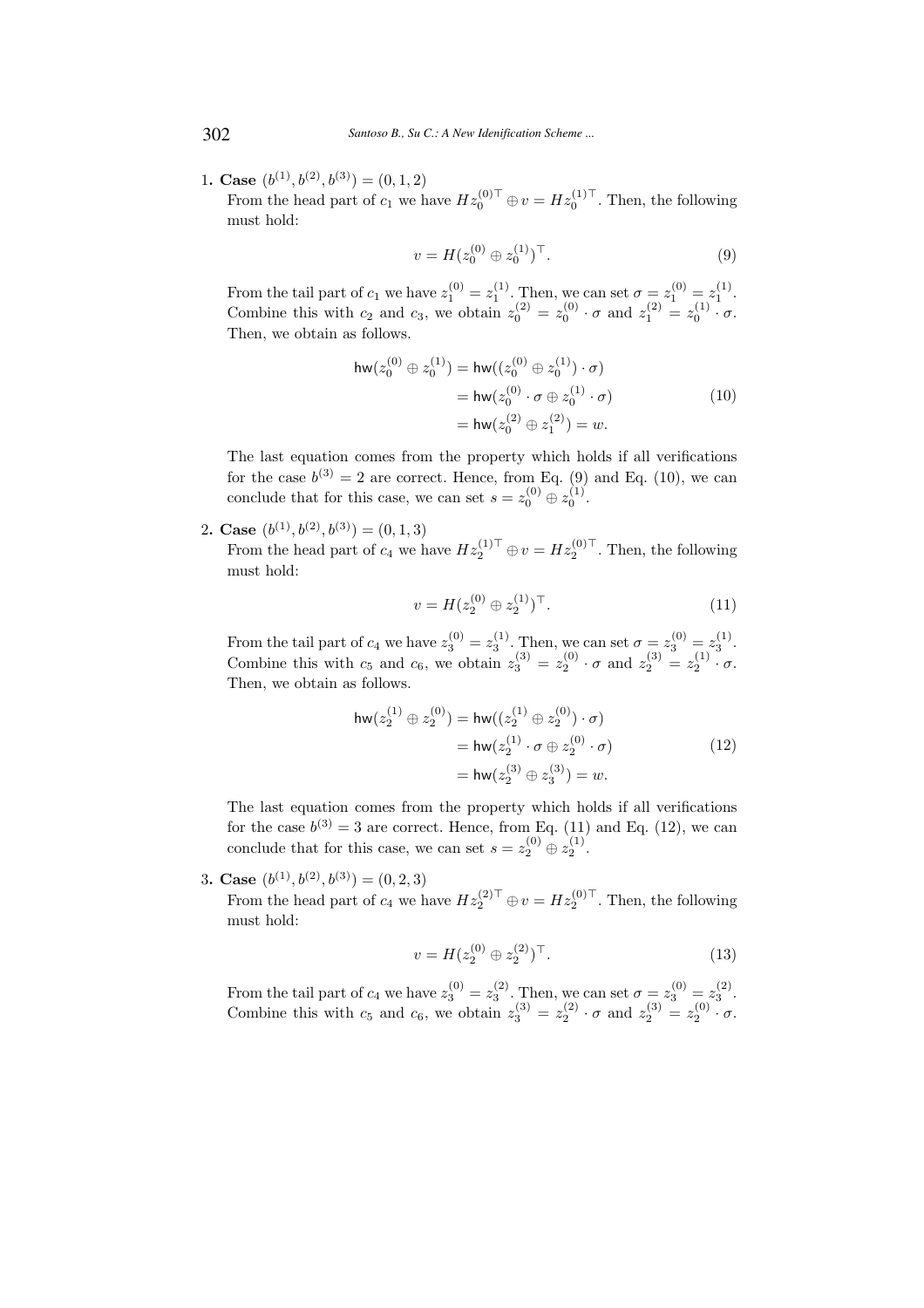1. **Case** $(b^{(1)}, b^{(2)}, b^{(3)}) = (0, 1, 2)$
   From the head part of $c_1$ we have $Hz_0^{(0)\top} \oplus v = Hz_0^{(1)\top}$. Then, the following must hold:

$$v = H(z_0^{(0)} \oplus z_0^{(1)})^\top. \tag{9}$$

   From the tail part of $c_1$ we have $z_1^{(0)} = z_1^{(1)}$. Then, we can set $\sigma = z_1^{(0)} = z_1^{(1)}$. Combine this with $c_2$ and $c_3$, we obtain $z_0^{(2)} = z_0^{(0)} \cdot \sigma$ and $z_1^{(2)} = z_0^{(1)} \cdot \sigma$. Then, we obtain as follows.

$$\begin{aligned} \mathsf{hw}(z_0^{(0)} \oplus z_0^{(1)}) &= \mathsf{hw}((z_0^{(0)} \oplus z_0^{(1)}) \cdot \sigma) \\ &= \mathsf{hw}(z_0^{(0)} \cdot \sigma \oplus z_0^{(1)} \cdot \sigma) \\ &= \mathsf{hw}(z_0^{(2)} \oplus z_1^{(2)}) = w. \end{aligned} \tag{10}$$

   The last equation comes from the property which holds if all verifications for the case $b^{(3)} = 2$ are correct. Hence, from Eq. (9) and Eq. (10), we can conclude that for this case, we can set $s = z_0^{(0)} \oplus z_0^{(1)}$.

2. **Case** $(b^{(1)}, b^{(2)}, b^{(3)}) = (0, 1, 3)$
   From the head part of $c_4$ we have $Hz_2^{(1)\top} \oplus v = Hz_2^{(0)\top}$. Then, the following must hold:

$$v = H(z_2^{(0)} \oplus z_2^{(1)})^\top. \tag{11}$$

   From the tail part of $c_4$ we have $z_3^{(0)} = z_3^{(1)}$. Then, we can set $\sigma = z_3^{(0)} = z_3^{(1)}$. Combine this with $c_5$ and $c_6$, we obtain $z_3^{(3)} = z_2^{(0)} \cdot \sigma$ and $z_2^{(3)} = z_2^{(1)} \cdot \sigma$. Then, we obtain as follows.

$$\begin{aligned} \mathsf{hw}(z_2^{(1)} \oplus z_2^{(0)}) &= \mathsf{hw}((z_2^{(1)} \oplus z_2^{(0)}) \cdot \sigma) \\ &= \mathsf{hw}(z_2^{(1)} \cdot \sigma \oplus z_2^{(0)} \cdot \sigma) \\ &= \mathsf{hw}(z_2^{(3)} \oplus z_3^{(3)}) = w. \end{aligned} \tag{12}$$

   The last equation comes from the property which holds if all verifications for the case $b^{(3)} = 3$ are correct. Hence, from Eq. (11) and Eq. (12), we can conclude that for this case, we can set $s = z_2^{(0)} \oplus z_2^{(1)}$.

3. **Case** $(b^{(1)}, b^{(2)}, b^{(3)}) = (0, 2, 3)$
   From the head part of $c_4$ we have $Hz_2^{(2)\top} \oplus v = Hz_2^{(0)\top}$. Then, the following must hold:

$$v = H(z_2^{(0)} \oplus z_2^{(2)})^\top. \tag{13}$$

   From the tail part of $c_4$ we have $z_3^{(0)} = z_3^{(2)}$. Then, we can set $\sigma = z_3^{(0)} = z_3^{(2)}$. Combine this with $c_5$ and $c_6$, we obtain $z_3^{(3)} = z_2^{(2)} \cdot \sigma$ and $z_2^{(3)} = z_2^{(0)} \cdot \sigma$.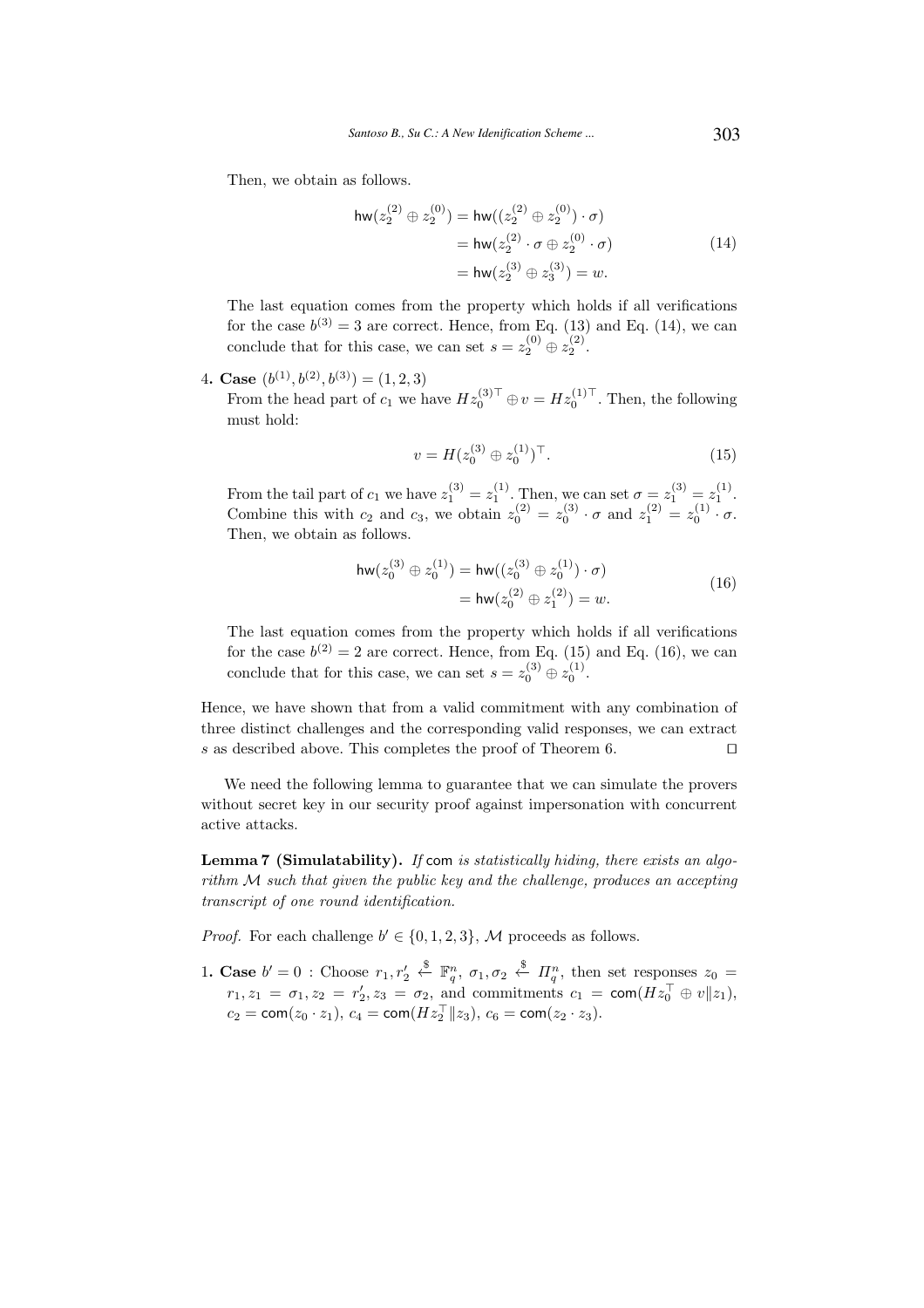Then, we obtain as follows.

$$
\begin{aligned}
\mathsf{hw}(z_2^{(2)} \oplus z_2^{(0)}) &= \mathsf{hw}((z_2^{(2)} \oplus z_2^{(0)}) \cdot \sigma) \\
&= \mathsf{hw}(z_2^{(2)} \cdot \sigma \oplus z_2^{(0)} \cdot \sigma) \\
&= \mathsf{hw}(z_2^{(3)} \oplus z_3^{(3)}) = w.
\end{aligned} \tag{14}
$$

The last equation comes from the property which holds if all verifications for the case $b^{(3)} = 3$ are correct. Hence, from Eq. (13) and Eq. (14), we can conclude that for this case, we can set $s = z_2^{(0)} \oplus z_2^{(2)}$.

4. **Case** $(b^{(1)}, b^{(2)}, b^{(3)}) = (1, 2, 3)$
   From the head part of $c_1$ we have $H z_0^{(3)\top} \oplus v = H z_0^{(1)\top}$. Then, the following must hold:

$$
v = H(z_0^{(3)} \oplus z_0^{(1)})^\top. \tag{15}
$$

   From the tail part of $c_1$ we have $z_1^{(3)} = z_1^{(1)}$. Then, we can set $\sigma = z_1^{(3)} = z_1^{(1)}$. Combine this with $c_2$ and $c_3$, we obtain $z_0^{(2)} = z_0^{(3)} \cdot \sigma$ and $z_1^{(2)} = z_0^{(1)} \cdot \sigma$. Then, we obtain as follows.

$$
\begin{aligned}
\mathsf{hw}(z_0^{(3)} \oplus z_0^{(1)}) &= \mathsf{hw}((z_0^{(3)} \oplus z_0^{(1)}) \cdot \sigma) \\
&= \mathsf{hw}(z_0^{(2)} \oplus z_1^{(2)}) = w.
\end{aligned} \tag{16}
$$

   The last equation comes from the property which holds if all verifications for the case $b^{(2)} = 2$ are correct. Hence, from Eq. (15) and Eq. (16), we can conclude that for this case, we can set $s = z_0^{(3)} \oplus z_0^{(1)}$.

Hence, we have shown that from a valid commitment with any combination of three distinct challenges and the corresponding valid responses, we can extract $s$ as described above. This completes the proof of Theorem 6. ☐

We need the following lemma to guarantee that we can simulate the provers without secret key in our security proof against impersonation with concurrent active attacks.

**Lemma 7 (Simulatability).** *If* $\mathsf{com}$ *is statistically hiding, there exists an algorithm* $\mathcal{M}$ *such that given the public key and the challenge, produces an accepting transcript of one round identification.*

*Proof.* For each challenge $b' \in \{0, 1, 2, 3\}$, $\mathcal{M}$ proceeds as follows.

1. **Case** $b' = 0$ : Choose $r_1, r_2' \xleftarrow{\$} \mathbb{F}_q^n$, $\sigma_1, \sigma_2 \xleftarrow{\$} \Pi_q^n$, then set responses $z_0 = r_1, z_1 = \sigma_1, z_2 = r_2', z_3 = \sigma_2$, and commitments $c_1 = \mathsf{com}(H z_0^\top \oplus v \| z_1)$, $c_2 = \mathsf{com}(z_0 \cdot z_1)$, $c_4 = \mathsf{com}(H z_2^\top \| z_3)$, $c_6 = \mathsf{com}(z_2 \cdot z_3)$.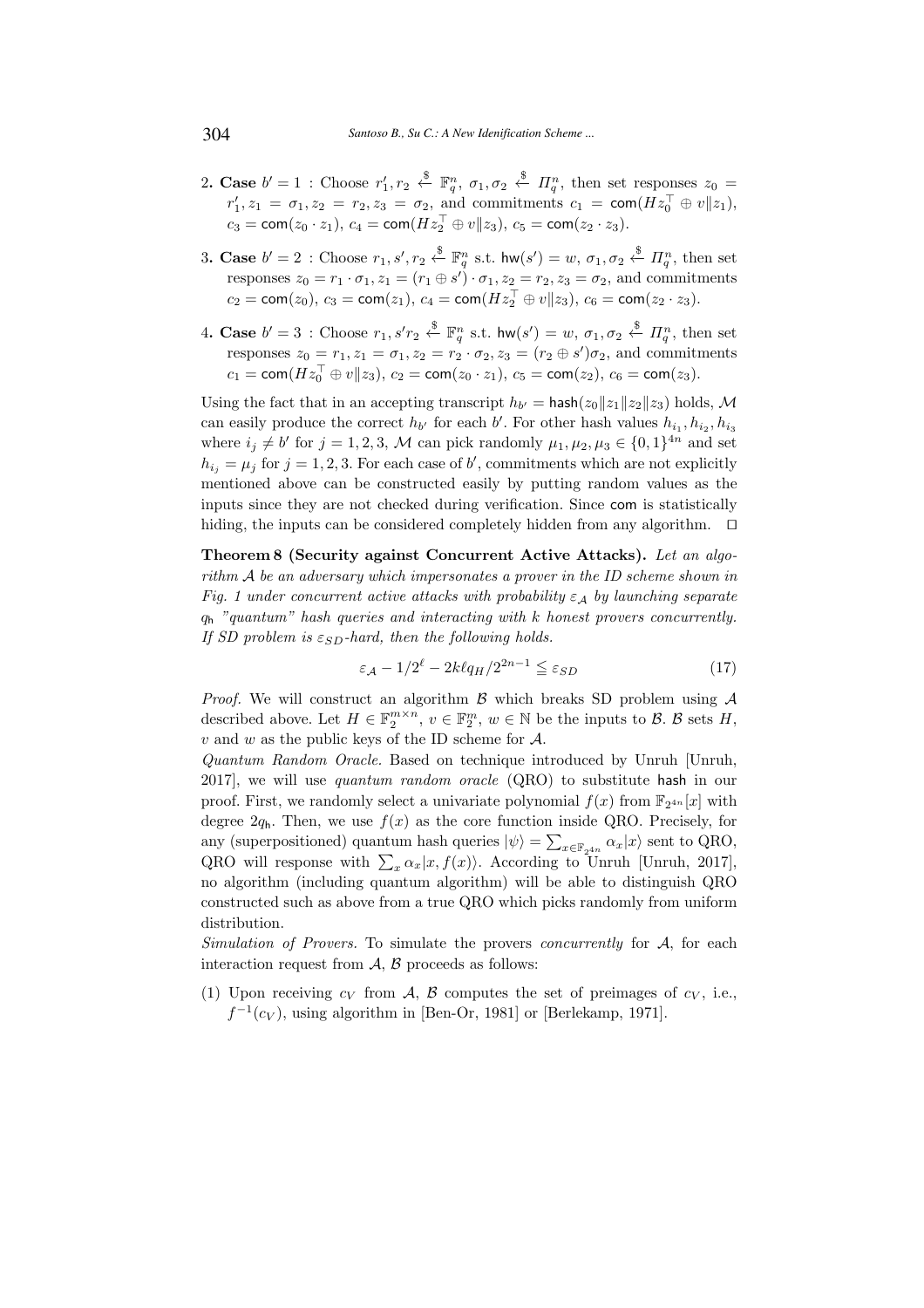2. **Case** $b' = 1$ : Choose $r'_1, r_2 \xleftarrow{\$} \mathbb{F}_q^n$, $\sigma_1, \sigma_2 \xleftarrow{\$} \Pi_q^n$, then set responses $z_0 = r'_1, z_1 = \sigma_1, z_2 = r_2, z_3 = \sigma_2$, and commitments $c_1 = \mathsf{com}(Hz_0^\top \oplus v \| z_1)$, $c_3 = \mathsf{com}(z_0 \cdot z_1)$, $c_4 = \mathsf{com}(Hz_2^\top \oplus v \| z_3)$, $c_5 = \mathsf{com}(z_2 \cdot z_3)$.

3. **Case** $b' = 2$ : Choose $r_1, s', r_2 \xleftarrow{\$} \mathbb{F}_q^n$ s.t. $\mathsf{hw}(s') = w$, $\sigma_1, \sigma_2 \xleftarrow{\$} \Pi_q^n$, then set responses $z_0 = r_1 \cdot \sigma_1, z_1 = (r_1 \oplus s') \cdot \sigma_1, z_2 = r_2, z_3 = \sigma_2$, and commitments $c_2 = \mathsf{com}(z_0)$, $c_3 = \mathsf{com}(z_1)$, $c_4 = \mathsf{com}(Hz_2^\top \oplus v \| z_3)$, $c_6 = \mathsf{com}(z_2 \cdot z_3)$.

4. **Case** $b' = 3$ : Choose $r_1, s' r_2 \xleftarrow{\$} \mathbb{F}_q^n$ s.t. $\mathsf{hw}(s') = w$, $\sigma_1, \sigma_2 \xleftarrow{\$} \Pi_q^n$, then set responses $z_0 = r_1, z_1 = \sigma_1, z_2 = r_2 \cdot \sigma_2, z_3 = (r_2 \oplus s')\sigma_2$, and commitments $c_1 = \mathsf{com}(Hz_0^\top \oplus v \| z_3)$, $c_2 = \mathsf{com}(z_0 \cdot z_1)$, $c_5 = \mathsf{com}(z_2)$, $c_6 = \mathsf{com}(z_3)$.

Using the fact that in an accepting transcript $h_{b'} = \mathsf{hash}(z_0 \| z_1 \| z_2 \| z_3)$ holds, $\mathcal{M}$ can easily produce the correct $h_{b'}$ for each $b'$. For other hash values $h_{i_1}, h_{i_2}, h_{i_3}$ where $i_j \neq b'$ for $j = 1, 2, 3$, $\mathcal{M}$ can pick randomly $\mu_1, \mu_2, \mu_3 \in \{0, 1\}^{4n}$ and set $h_{i_j} = \mu_j$ for $j = 1, 2, 3$. For each case of $b'$, commitments which are not explicitly mentioned above can be constructed easily by putting random values as the inputs since they are not checked during verification. Since $\mathsf{com}$ is statistically hiding, the inputs can be considered completely hidden from any algorithm. $\square$

**Theorem 8 (Security against Concurrent Active Attacks).** *Let an algorithm $\mathcal{A}$ be an adversary which impersonates a prover in the ID scheme shown in Fig. 1 under concurrent active attacks with probability $\varepsilon_\mathcal{A}$ by launching separate $q_\mathsf{h}$ "quantum" hash queries and interacting with $k$ honest provers concurrently. If SD problem is $\varepsilon_{SD}$-hard, then the following holds.*

$$\varepsilon_\mathcal{A} - 1/2^\ell - 2k\ell q_H / 2^{2n-1} \leqq \varepsilon_{SD} \tag{17}$$

*Proof.* We will construct an algorithm $\mathcal{B}$ which breaks SD problem using $\mathcal{A}$ described above. Let $H \in \mathbb{F}_2^{m \times n}$, $v \in \mathbb{F}_2^m$, $w \in \mathbb{N}$ be the inputs to $\mathcal{B}$. $\mathcal{B}$ sets $H$, $v$ and $w$ as the public keys of the ID scheme for $\mathcal{A}$.

*Quantum Random Oracle.* Based on technique introduced by Unruh [Unruh, 2017], we will use *quantum random oracle* (QRO) to substitute $\mathsf{hash}$ in our proof. First, we randomly select a univariate polynomial $f(x)$ from $\mathbb{F}_{2^{4n}}[x]$ with degree $2q_\mathsf{h}$. Then, we use $f(x)$ as the core function inside QRO. Precisely, for any (superpositioned) quantum hash queries $|\psi\rangle = \sum_{x \in \mathbb{F}_{2^{4n}}} \alpha_x |x\rangle$ sent to QRO, QRO will response with $\sum_x \alpha_x |x, f(x)\rangle$. According to Unruh [Unruh, 2017], no algorithm (including quantum algorithm) will be able to distinguish QRO constructed such as above from a true QRO which picks randomly from uniform distribution.

*Simulation of Provers.* To simulate the provers *concurrently* for $\mathcal{A}$, for each interaction request from $\mathcal{A}$, $\mathcal{B}$ proceeds as follows:

(1) Upon receiving $c_V$ from $\mathcal{A}$, $\mathcal{B}$ computes the set of preimages of $c_V$, i.e., $f^{-1}(c_V)$, using algorithm in [Ben-Or, 1981] or [Berlekamp, 1971].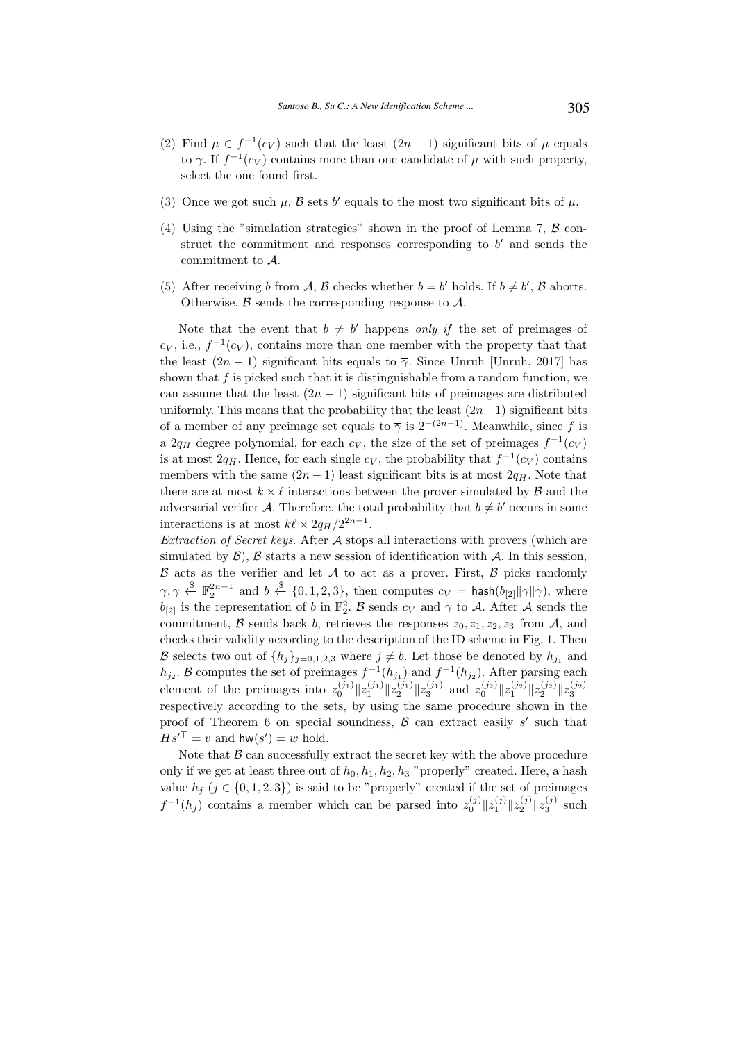(2) Find $\mu \in f^{-1}(c_V)$ such that the least $(2n-1)$ significant bits of $\mu$ equals to $\gamma$. If $f^{-1}(c_V)$ contains more than one candidate of $\mu$ with such property, select the one found first.

(3) Once we got such $\mu$, $\mathcal{B}$ sets $b'$ equals to the most two significant bits of $\mu$.

(4) Using the "simulation strategies" shown in the proof of Lemma 7, $\mathcal{B}$ construct the commitment and responses corresponding to $b'$ and sends the commitment to $\mathcal{A}$.

(5) After receiving $b$ from $\mathcal{A}$, $\mathcal{B}$ checks whether $b = b'$ holds. If $b \neq b'$, $\mathcal{B}$ aborts. Otherwise, $\mathcal{B}$ sends the corresponding response to $\mathcal{A}$.

Note that the event that $b \neq b'$ happens *only if* the set of preimages of $c_V$, i.e., $f^{-1}(c_V)$, contains more than one member with the property that that the least $(2n-1)$ significant bits equals to $\overline{\gamma}$. Since Unruh [Unruh, 2017] has shown that $f$ is picked such that it is distinguishable from a random function, we can assume that the least $(2n-1)$ significant bits of preimages are distributed uniformly. This means that the probability that the least $(2n-1)$ significant bits of a member of any preimage set equals to $\overline{\gamma}$ is $2^{-(2n-1)}$. Meanwhile, since $f$ is a $2q_H$ degree polynomial, for each $c_V$, the size of the set of preimages $f^{-1}(c_V)$ is at most $2q_H$. Hence, for each single $c_V$, the probability that $f^{-1}(c_V)$ contains members with the same $(2n-1)$ least significant bits is at most $2q_H$. Note that there are at most $k \times \ell$ interactions between the prover simulated by $\mathcal{B}$ and the adversarial verifier $\mathcal{A}$. Therefore, the total probability that $b \neq b'$ occurs in some interactions is at most $k\ell \times 2q_H/2^{2n-1}$.

*Extraction of Secret keys.* After $\mathcal{A}$ stops all interactions with provers (which are simulated by $\mathcal{B}$), $\mathcal{B}$ starts a new session of identification with $\mathcal{A}$. In this session, $\mathcal{B}$ acts as the verifier and let $\mathcal{A}$ to act as a prover. First, $\mathcal{B}$ picks randomly $\gamma, \overline{\gamma} \xleftarrow{\$} \mathbb{F}_2^{2n-1}$ and $b \xleftarrow{\$} \{0,1,2,3\}$, then computes $c_V = \mathsf{hash}(b_{[2]} \| \gamma \| \overline{\gamma})$, where $b_{[2]}$ is the representation of $b$ in $\mathbb{F}_2^2$. $\mathcal{B}$ sends $c_V$ and $\overline{\gamma}$ to $\mathcal{A}$. After $\mathcal{A}$ sends the commitment, $\mathcal{B}$ sends back $b$, retrieves the responses $z_0, z_1, z_2, z_3$ from $\mathcal{A}$, and checks their validity according to the description of the ID scheme in Fig. 1. Then $\mathcal{B}$ selects two out of $\{h_j\}_{j=0,1,2,3}$ where $j \neq b$. Let those be denoted by $h_{j_1}$ and $h_{j_2}$. $\mathcal{B}$ computes the set of preimages $f^{-1}(h_{j_1})$ and $f^{-1}(h_{j_2})$. After parsing each element of the preimages into $z_0^{(j_1)} \| z_1^{(j_1)} \| z_2^{(j_1)} \| z_3^{(j_1)}$ and $z_0^{(j_2)} \| z_1^{(j_2)} \| z_2^{(j_2)} \| z_3^{(j_2)}$ respectively according to the sets, by using the same procedure shown in the proof of Theorem 6 on special soundness, $\mathcal{B}$ can extract easily $s'$ such that $Hs'^{\top} = v$ and $\mathsf{hw}(s') = w$ hold.

Note that $\mathcal{B}$ can successfully extract the secret key with the above procedure only if we get at least three out of $h_0, h_1, h_2, h_3$ "properly" created. Here, a hash value $h_j$ ($j \in \{0,1,2,3\}$) is said to be "properly" created if the set of preimages $f^{-1}(h_j)$ contains a member which can be parsed into $z_0^{(j)} \| z_1^{(j)} \| z_2^{(j)} \| z_3^{(j)}$ such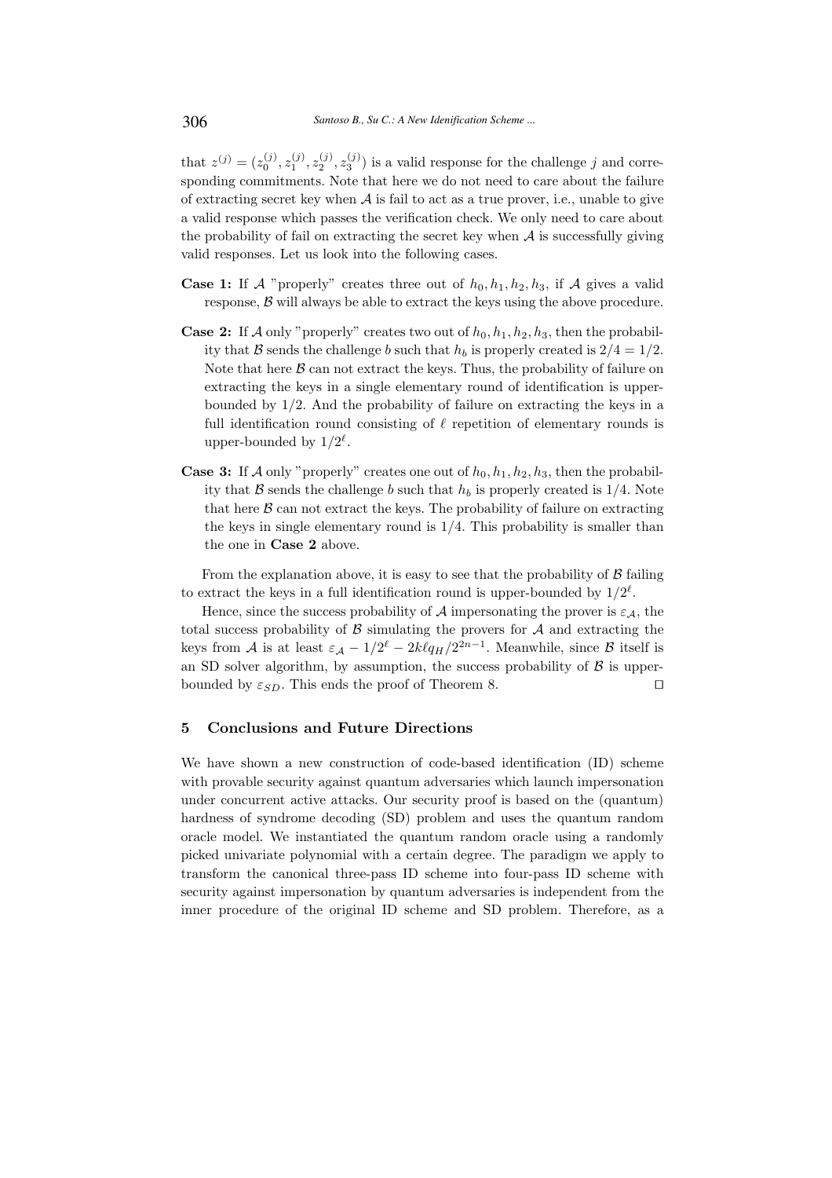that $z^{(j)} = (z_0^{(j)}, z_1^{(j)}, z_2^{(j)}, z_3^{(j)})$ is a valid response for the challenge $j$ and corresponding commitments. Note that here we do not need to care about the failure of extracting secret key when $\mathcal{A}$ is fail to act as a true prover, i.e., unable to give a valid response which passes the verification check. We only need to care about the probability of fail on extracting the secret key when $\mathcal{A}$ is successfully giving valid responses. Let us look into the following cases.

**Case 1:** If $\mathcal{A}$ "properly" creates three out of $h_0, h_1, h_2, h_3$, if $\mathcal{A}$ gives a valid response, $\mathcal{B}$ will always be able to extract the keys using the above procedure.

**Case 2:** If $\mathcal{A}$ only "properly" creates two out of $h_0, h_1, h_2, h_3$, then the probability that $\mathcal{B}$ sends the challenge $b$ such that $h_b$ is properly created is $2/4 = 1/2$. Note that here $\mathcal{B}$ can not extract the keys. Thus, the probability of failure on extracting the keys in a single elementary round of identification is upper-bounded by $1/2$. And the probability of failure on extracting the keys in a full identification round consisting of $\ell$ repetition of elementary rounds is upper-bounded by $1/2^\ell$.

**Case 3:** If $\mathcal{A}$ only "properly" creates one out of $h_0, h_1, h_2, h_3$, then the probability that $\mathcal{B}$ sends the challenge $b$ such that $h_b$ is properly created is $1/4$. Note that here $\mathcal{B}$ can not extract the keys. The probability of failure on extracting the keys in single elementary round is $1/4$. This probability is smaller than the one in **Case 2** above.

From the explanation above, it is easy to see that the probability of $\mathcal{B}$ failing to extract the keys in a full identification round is upper-bounded by $1/2^\ell$.

Hence, since the success probability of $\mathcal{A}$ impersonating the prover is $\varepsilon_{\mathcal{A}}$, the total success probability of $\mathcal{B}$ simulating the provers for $\mathcal{A}$ and extracting the keys from $\mathcal{A}$ is at least $\varepsilon_{\mathcal{A}} - 1/2^\ell - 2k\ell q_H/2^{2n-1}$. Meanwhile, since $\mathcal{B}$ itself is an SD solver algorithm, by assumption, the success probability of $\mathcal{B}$ is upper-bounded by $\varepsilon_{SD}$. This ends the proof of Theorem 8. ⊓⊔

## 5 Conclusions and Future Directions

We have shown a new construction of code-based identification (ID) scheme with provable security against quantum adversaries which launch impersonation under concurrent active attacks. Our security proof is based on the (quantum) hardness of syndrome decoding (SD) problem and uses the quantum random oracle model. We instantiated the quantum random oracle using a randomly picked univariate polynomial with a certain degree. The paradigm we apply to transform the canonical three-pass ID scheme into four-pass ID scheme with security against impersonation by quantum adversaries is independent from the inner procedure of the original ID scheme and SD problem. Therefore, as a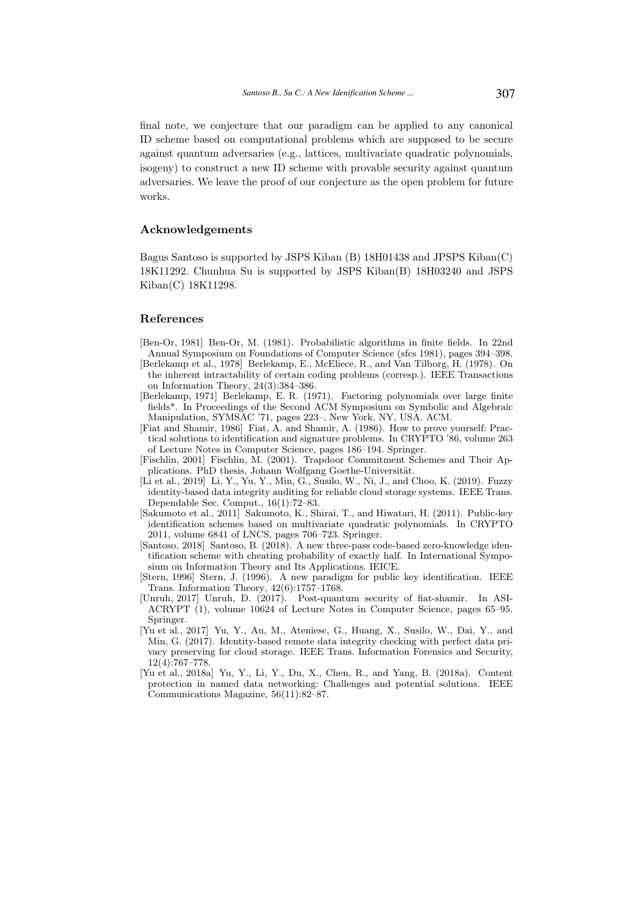final note, we conjecture that our paradigm can be applied to any canonical ID scheme based on computational problems which are supposed to be secure against quantum adversaries (e.g., lattices, multivariate quadratic polynomials, isogeny) to construct a new ID scheme with provable security against quantum adversaries. We leave the proof of our conjecture as the open problem for future works.

## Acknowledgements

Bagus Santoso is supported by JSPS Kiban (B) 18H01438 and JPSPS Kiban(C) 18K11292. Chunhua Su is supported by JSPS Kiban(B) 18H03240 and JSPS Kiban(C) 18K11298.

## References

[Ben-Or, 1981] Ben-Or, M. (1981). Probabilistic algorithms in finite fields. In 22nd Annual Symposium on Foundations of Computer Science (sfcs 1981), pages 394–398.

[Berlekamp et al., 1978] Berlekamp, E., McEliece, R., and Van Tilborg, H. (1978). On the inherent intractability of certain coding problems (corresp.). IEEE Transactions on Information Theory, 24(3):384–386.

[Berlekamp, 1971] Berlekamp, E. R. (1971). Factoring polynomials over large finite fields*. In Proceedings of the Second ACM Symposium on Symbolic and Algebraic Manipulation, SYMSAC '71, pages 223–, New York, NY, USA. ACM.

[Fiat and Shamir, 1986] Fiat, A. and Shamir, A. (1986). How to prove yourself: Practical solutions to identification and signature problems. In CRYPTO '86, volume 263 of Lecture Notes in Computer Science, pages 186–194. Springer.

[Fischlin, 2001] Fischlin, M. (2001). Trapdoor Commitment Schemes and Their Applications. PhD thesis, Johann Wolfgang Goethe-Universität.

[Li et al., 2019] Li, Y., Yu, Y., Min, G., Susilo, W., Ni, J., and Choo, K. (2019). Fuzzy identity-based data integrity auditing for reliable cloud storage systems. IEEE Trans. Dependable Sec. Comput., 16(1):72–83.

[Sakumoto et al., 2011] Sakumoto, K., Shirai, T., and Hiwatari, H. (2011). Public-key identification schemes based on multivariate quadratic polynomials. In CRYPTO 2011, volume 6841 of LNCS, pages 706–723. Springer.

[Santoso, 2018] Santoso, B. (2018). A new three-pass code-based zero-knowledge identification scheme with cheating probability of exactly half. In International Symposium on Information Theory and Its Applications. IEICE.

[Stern, 1996] Stern, J. (1996). A new paradigm for public key identification. IEEE Trans. Information Theory, 42(6):1757–1768.

[Unruh, 2017] Unruh, D. (2017). Post-quantum security of fiat-shamir. In ASIACRYPT (1), volume 10624 of Lecture Notes in Computer Science, pages 65–95. Springer.

[Yu et al., 2017] Yu, Y., Au, M., Ateniese, G., Huang, X., Susilo, W., Dai, Y., and Min, G. (2017). Identity-based remote data integrity checking with perfect data privacy preserving for cloud storage. IEEE Trans. Information Forensics and Security, 12(4):767–778.

[Yu et al., 2018a] Yu, Y., Li, Y., Du, X., Chen, R., and Yang, B. (2018a). Content protection in named data networking: Challenges and potential solutions. IEEE Communications Magazine, 56(11):82–87.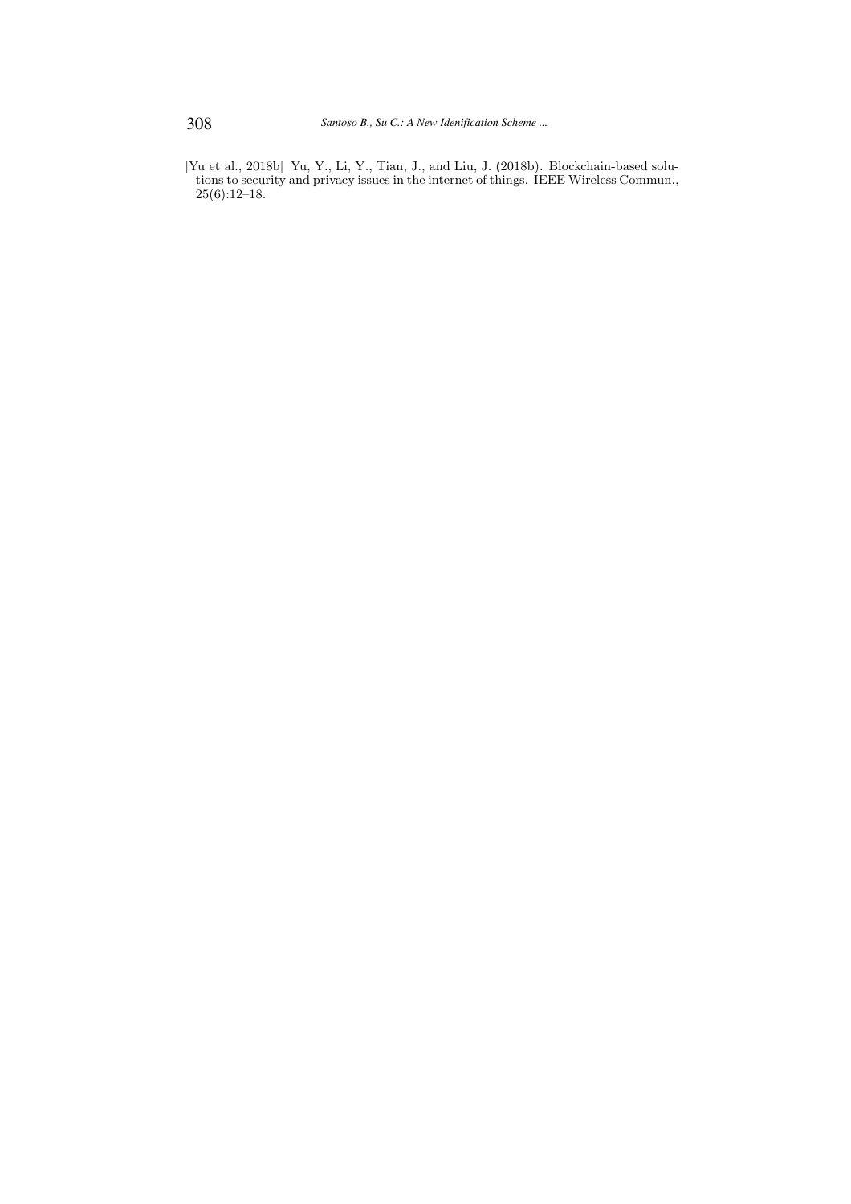[Yu et al., 2018b] Yu, Y., Li, Y., Tian, J., and Liu, J. (2018b). Blockchain-based solutions to security and privacy issues in the internet of things. IEEE Wireless Commun., 25(6):12–18.